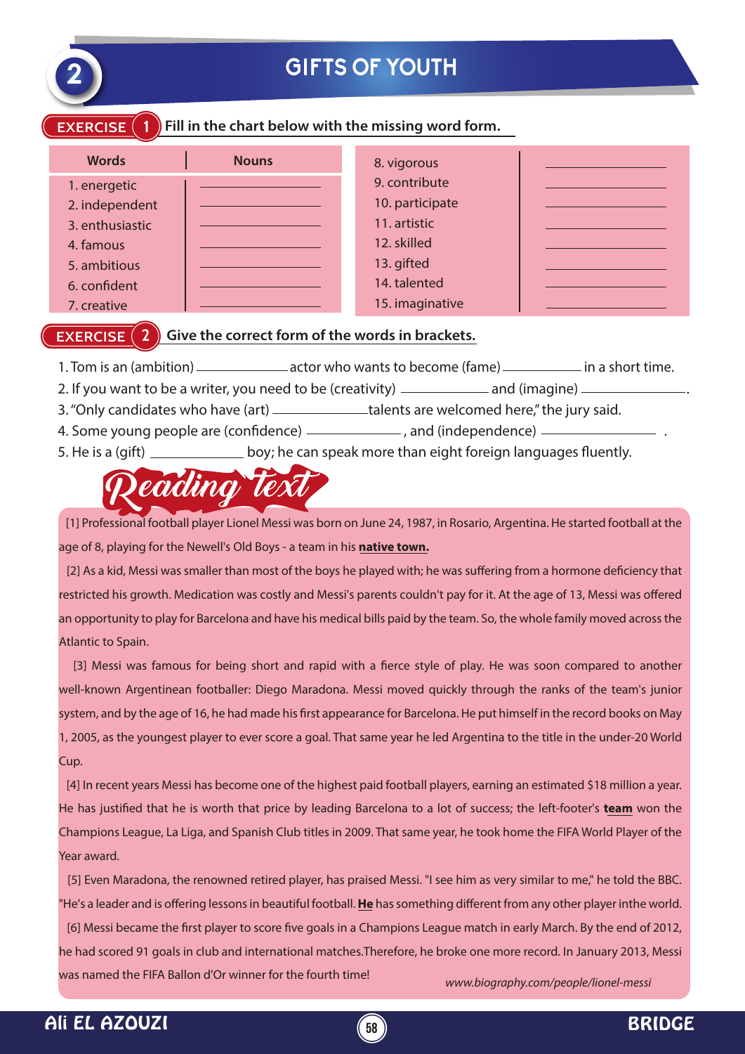# 2 GIFTS OF YOUTH

## EXERCISE 1 Fill in the chart below with the missing word form.

| Words | Nouns |
|---|---|
| 1. energetic | ____________ |
| 2. independent | ____________ |
| 3. enthusiastic | ____________ |
| 4. famous | ____________ |
| 5. ambitious | ____________ |
| 6. confident | ____________ |
| 7. creative | ____________ |
| 8. vigorous | ____________ |
| 9. contribute | ____________ |
| 10. participate | ____________ |
| 11. artistic | ____________ |
| 12. skilled | ____________ |
| 13. gifted | ____________ |
| 14. talented | ____________ |
| 15. imaginative | ____________ |

## EXERCISE 2 Give the correct form of the words in brackets.

1. Tom is an (ambition) ____________ actor who wants to become (fame) ____________ in a short time.
2. If you want to be a writer, you need to be (creativity) ____________ and (imagine) ____________.
3. "Only candidates who have (art) ____________ talents are welcomed here," the jury said.
4. Some young people are (confidence) ____________, and (independence) ____________ .
5. He is a (gift) ____________ boy; he can speak more than eight foreign languages fluently.

## Reading text

[1] Professional football player Lionel Messi was born on June 24, 1987, in Rosario, Argentina. He started football at the age of 8, playing for the Newell's Old Boys - a team in his **native town.**

[2] As a kid, Messi was smaller than most of the boys he played with; he was suffering from a hormone deficiency that restricted his growth. Medication was costly and Messi's parents couldn't pay for it. At the age of 13, Messi was offered an opportunity to play for Barcelona and have his medical bills paid by the team. So, the whole family moved across the Atlantic to Spain.

[3] Messi was famous for being short and rapid with a fierce style of play. He was soon compared to another well-known Argentinean footballer: Diego Maradona. Messi moved quickly through the ranks of the team's junior system, and by the age of 16, he had made his first appearance for Barcelona. He put himself in the record books on May 1, 2005, as the youngest player to ever score a goal. That same year he led Argentina to the title in the under-20 World Cup.

[4] In recent years Messi has become one of the highest paid football players, earning an estimated $18 million a year. He has justified that he is worth that price by leading Barcelona to a lot of success; the left-footer's **team** won the Champions League, La Liga, and Spanish Club titles in 2009. That same year, he took home the FIFA World Player of the Year award.

[5] Even Maradona, the renowned retired player, has praised Messi. "I see him as very similar to me," he told the BBC. "He's a leader and is offering lessons in beautiful football. **He** has something different from any other player inthe world.

[6] Messi became the first player to score five goals in a Champions League match in early March. By the end of 2012, he had scored 91 goals in club and international matches.Therefore, he broke one more record. In January 2013, Messi was named the FIFA Ballon d'Or winner for the fourth time!

*www.biography.com/people/lionel-messi*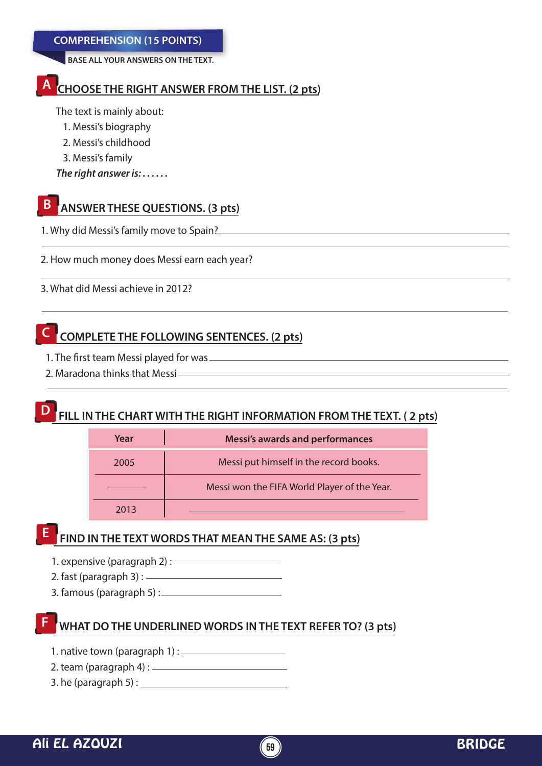## COMPREHENSION (15 POINTS)

**BASE ALL YOUR ANSWERS ON THE TEXT.**

### A CHOOSE THE RIGHT ANSWER FROM THE LIST. (2 pts)

The text is mainly about:

1. Messi's biography
2. Messi's childhood
3. Messi's family

*The right answer is:* ......

### B ANSWER THESE QUESTIONS. (3 pts)

1. Why did Messi's family move to Spain?________________________________________

________________________________________

2. How much money does Messi earn each year?

________________________________________

3. What did Messi achieve in 2012?

________________________________________

### C COMPLETE THE FOLLOWING SENTENCES. (2 pts)

1. The first team Messi played for was ________________________________________
2. Maradona thinks that Messi ________________________________________

________________________________________

### D FILL IN THE CHART WITH THE RIGHT INFORMATION FROM THE TEXT. ( 2 pts)

| Year | Messi's awards and performances |
|---|---|
| 2005 | Messi put himself in the record books. |
| ________ | Messi won the FIFA World Player of the Year. |
| 2013 | ________________________________________ |

### E FIND IN THE TEXT WORDS THAT MEAN THE SAME AS: (3 pts)

1. expensive (paragraph 2) : ____________________
2. fast (paragraph 3) : ____________________
3. famous (paragraph 5) : ____________________

### F WHAT DO THE UNDERLINED WORDS IN THE TEXT REFER TO? (3 pts)

1. native town (paragraph 1) : ____________________
2. team (paragraph 4) : ____________________
3. he (paragraph 5) : ____________________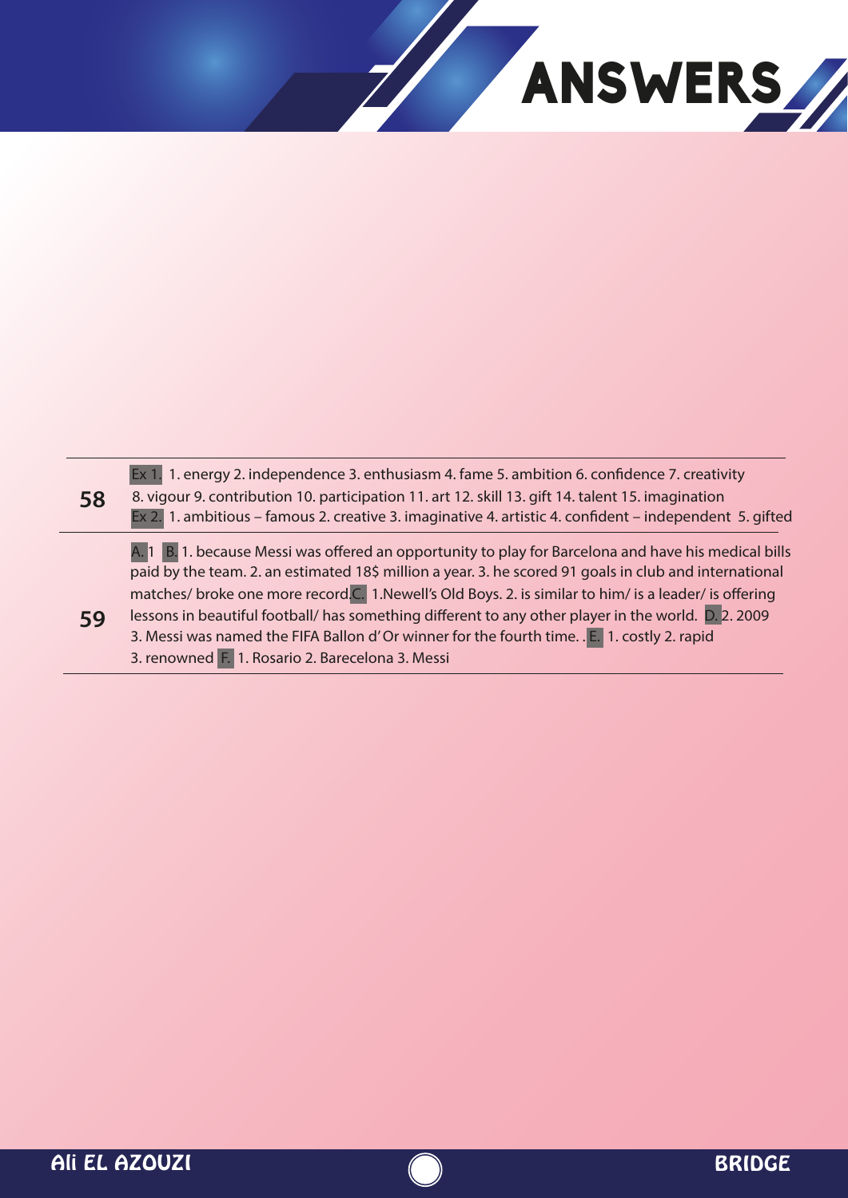# ANSWERS

| | |
|---|---|
| **58** | Ex 1. 1. energy 2. independence 3. enthusiasm 4. fame 5. ambition 6. confidence 7. creativity 8. vigour 9. contribution 10. participation 11. art 12. skill 13. gift 14. talent 15. imagination<br>Ex 2. 1. ambitious – famous 2. creative 3. imaginative 4. artistic 4. confident – independent 5. gifted |
| **59** | A. 1 B. 1. because Messi was offered an opportunity to play for Barcelona and have his medical bills paid by the team. 2. an estimated 18$ million a year. 3. he scored 91 goals in club and international matches/ broke one more record. C. 1.Newell's Old Boys. 2. is similar to him/ is a leader/ is offering lessons in beautiful football/ has something different to any other player in the world. D. 2. 2009 3. Messi was named the FIFA Ballon d' Or winner for the fourth time. . E. 1. costly 2. rapid 3. renowned F. 1. Rosario 2. Barecelona 3. Messi |